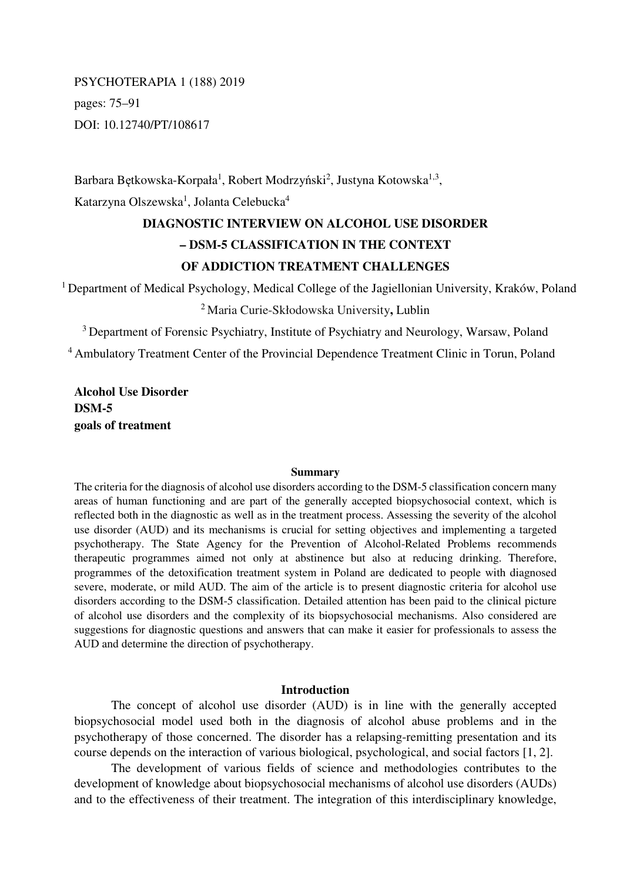PSYCHOTERAPIA 1 (188) 2019

pages: 75–91

DOI: 10.12740/PT/108617

Barbara Bętkowska-Korpała[1], Robert Modrzyński[2], Justyna Kotowska[1,3], Katarzyna Olszewska[1], Jolanta Celebucka[4]

# DIAGNOSTIC INTERVIEW ON ALCOHOL USE DISORDER – DSM-5 CLASSIFICATION IN THE CONTEXT OF ADDICTION TREATMENT CHALLENGES

[1] Department of Medical Psychology, Medical College of the Jagiellonian University, Kraków, Poland

[2] Maria Curie-Skłodowska University, Lublin

[3] Department of Forensic Psychiatry, Institute of Psychiatry and Neurology, Warsaw, Poland

[4] Ambulatory Treatment Center of the Provincial Dependence Treatment Clinic in Torun, Poland

**Alcohol Use Disorder**
**DSM-5**
**goals of treatment**

## Summary

The criteria for the diagnosis of alcohol use disorders according to the DSM-5 classification concern many areas of human functioning and are part of the generally accepted biopsychosocial context, which is reflected both in the diagnostic as well as in the treatment process. Assessing the severity of the alcohol use disorder (AUD) and its mechanisms is crucial for setting objectives and implementing a targeted psychotherapy. The State Agency for the Prevention of Alcohol-Related Problems recommends therapeutic programmes aimed not only at abstinence but also at reducing drinking. Therefore, programmes of the detoxification treatment system in Poland are dedicated to people with diagnosed severe, moderate, or mild AUD. The aim of the article is to present diagnostic criteria for alcohol use disorders according to the DSM-5 classification. Detailed attention has been paid to the clinical picture of alcohol use disorders and the complexity of its biopsychosocial mechanisms. Also considered are suggestions for diagnostic questions and answers that can make it easier for professionals to assess the AUD and determine the direction of psychotherapy.

## Introduction

The concept of alcohol use disorder (AUD) is in line with the generally accepted biopsychosocial model used both in the diagnosis of alcohol abuse problems and in the psychotherapy of those concerned. The disorder has a relapsing-remitting presentation and its course depends on the interaction of various biological, psychological, and social factors [1, 2].

The development of various fields of science and methodologies contributes to the development of knowledge about biopsychosocial mechanisms of alcohol use disorders (AUDs) and to the effectiveness of their treatment. The integration of this interdisciplinary knowledge,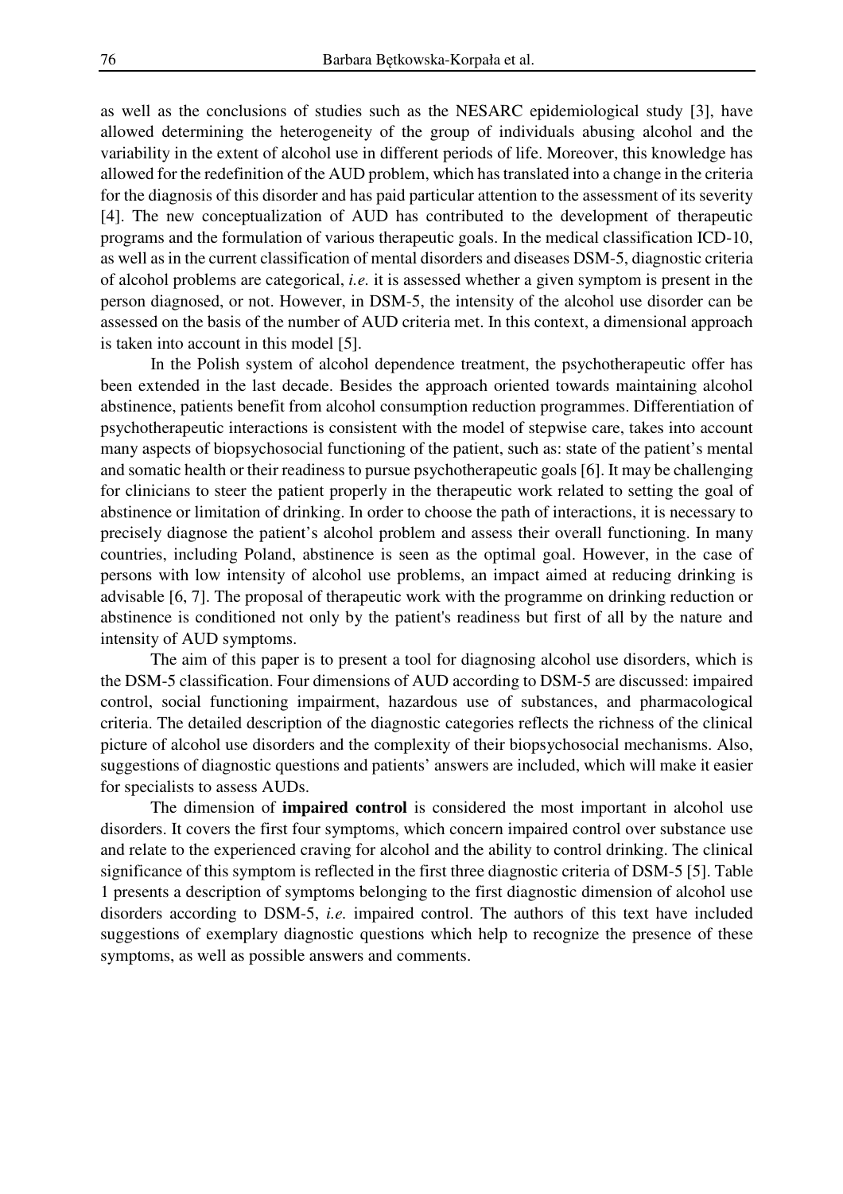as well as the conclusions of studies such as the NESARC epidemiological study [3], have allowed determining the heterogeneity of the group of individuals abusing alcohol and the variability in the extent of alcohol use in different periods of life. Moreover, this knowledge has allowed for the redefinition of the AUD problem, which has translated into a change in the criteria for the diagnosis of this disorder and has paid particular attention to the assessment of its severity [4]. The new conceptualization of AUD has contributed to the development of therapeutic programs and the formulation of various therapeutic goals. In the medical classification ICD-10, as well as in the current classification of mental disorders and diseases DSM-5, diagnostic criteria of alcohol problems are categorical, *i.e.* it is assessed whether a given symptom is present in the person diagnosed, or not. However, in DSM-5, the intensity of the alcohol use disorder can be assessed on the basis of the number of AUD criteria met. In this context, a dimensional approach is taken into account in this model [5].

In the Polish system of alcohol dependence treatment, the psychotherapeutic offer has been extended in the last decade. Besides the approach oriented towards maintaining alcohol abstinence, patients benefit from alcohol consumption reduction programmes. Differentiation of psychotherapeutic interactions is consistent with the model of stepwise care, takes into account many aspects of biopsychosocial functioning of the patient, such as: state of the patient's mental and somatic health or their readiness to pursue psychotherapeutic goals [6]. It may be challenging for clinicians to steer the patient properly in the therapeutic work related to setting the goal of abstinence or limitation of drinking. In order to choose the path of interactions, it is necessary to precisely diagnose the patient's alcohol problem and assess their overall functioning. In many countries, including Poland, abstinence is seen as the optimal goal. However, in the case of persons with low intensity of alcohol use problems, an impact aimed at reducing drinking is advisable [6, 7]. The proposal of therapeutic work with the programme on drinking reduction or abstinence is conditioned not only by the patient's readiness but first of all by the nature and intensity of AUD symptoms.

The aim of this paper is to present a tool for diagnosing alcohol use disorders, which is the DSM-5 classification. Four dimensions of AUD according to DSM-5 are discussed: impaired control, social functioning impairment, hazardous use of substances, and pharmacological criteria. The detailed description of the diagnostic categories reflects the richness of the clinical picture of alcohol use disorders and the complexity of their biopsychosocial mechanisms. Also, suggestions of diagnostic questions and patients' answers are included, which will make it easier for specialists to assess AUDs.

The dimension of **impaired control** is considered the most important in alcohol use disorders. It covers the first four symptoms, which concern impaired control over substance use and relate to the experienced craving for alcohol and the ability to control drinking. The clinical significance of this symptom is reflected in the first three diagnostic criteria of DSM-5 [5]. Table 1 presents a description of symptoms belonging to the first diagnostic dimension of alcohol use disorders according to DSM-5, *i.e.* impaired control. The authors of this text have included suggestions of exemplary diagnostic questions which help to recognize the presence of these symptoms, as well as possible answers and comments.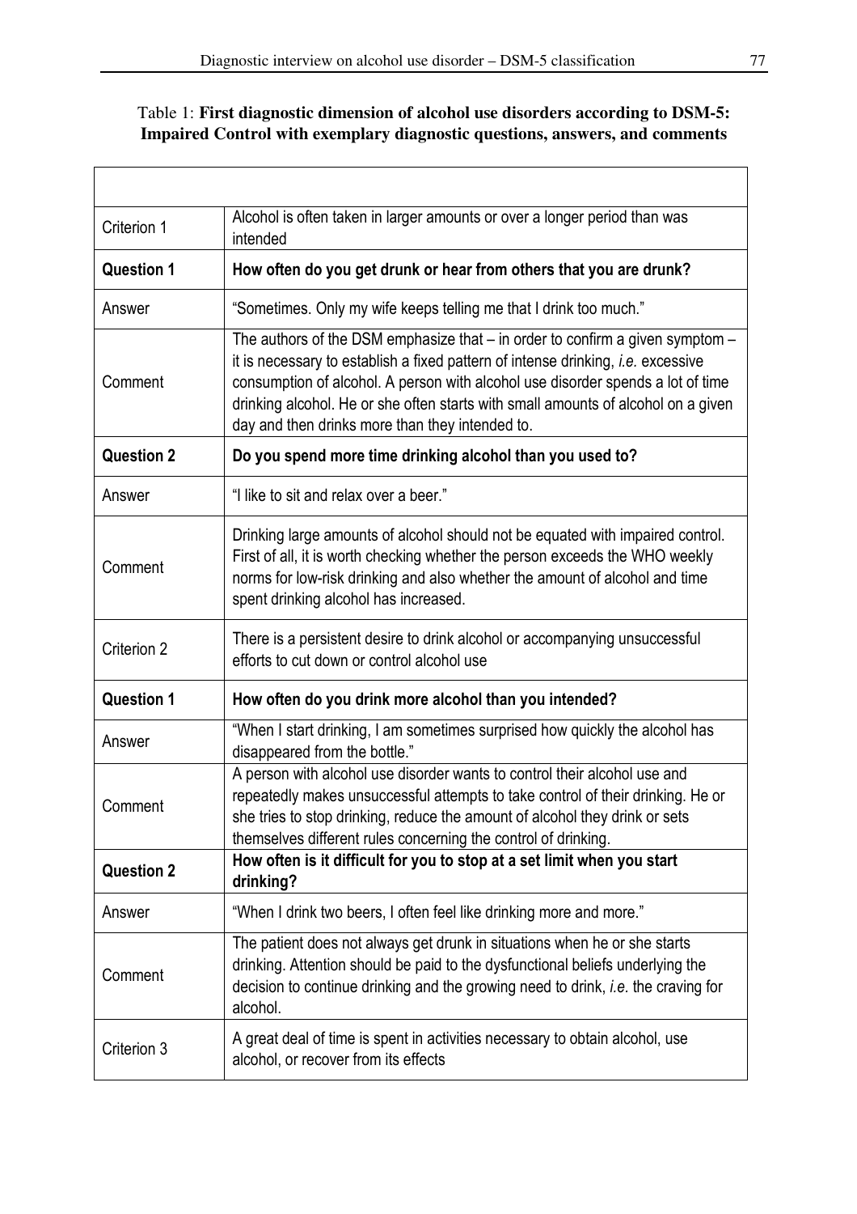Table 1: **First diagnostic dimension of alcohol use disorders according to DSM-5: Impaired Control with exemplary diagnostic questions, answers, and comments**

| | |
|---|---|
| Criterion 1 | Alcohol is often taken in larger amounts or over a longer period than was intended |
| **Question 1** | **How often do you get drunk or hear from others that you are drunk?** |
| Answer | "Sometimes. Only my wife keeps telling me that I drink too much." |
| Comment | The authors of the DSM emphasize that – in order to confirm a given symptom – it is necessary to establish a fixed pattern of intense drinking, *i.e.* excessive consumption of alcohol. A person with alcohol use disorder spends a lot of time drinking alcohol. He or she often starts with small amounts of alcohol on a given day and then drinks more than they intended to. |
| **Question 2** | **Do you spend more time drinking alcohol than you used to?** |
| Answer | "I like to sit and relax over a beer." |
| Comment | Drinking large amounts of alcohol should not be equated with impaired control. First of all, it is worth checking whether the person exceeds the WHO weekly norms for low-risk drinking and also whether the amount of alcohol and time spent drinking alcohol has increased. |
| Criterion 2 | There is a persistent desire to drink alcohol or accompanying unsuccessful efforts to cut down or control alcohol use |
| **Question 1** | **How often do you drink more alcohol than you intended?** |
| Answer | "When I start drinking, I am sometimes surprised how quickly the alcohol has disappeared from the bottle." |
| Comment | A person with alcohol use disorder wants to control their alcohol use and repeatedly makes unsuccessful attempts to take control of their drinking. He or she tries to stop drinking, reduce the amount of alcohol they drink or sets themselves different rules concerning the control of drinking. |
| **Question 2** | **How often is it difficult for you to stop at a set limit when you start drinking?** |
| Answer | "When I drink two beers, I often feel like drinking more and more." |
| Comment | The patient does not always get drunk in situations when he or she starts drinking. Attention should be paid to the dysfunctional beliefs underlying the decision to continue drinking and the growing need to drink, *i.e.* the craving for alcohol. |
| Criterion 3 | A great deal of time is spent in activities necessary to obtain alcohol, use alcohol, or recover from its effects |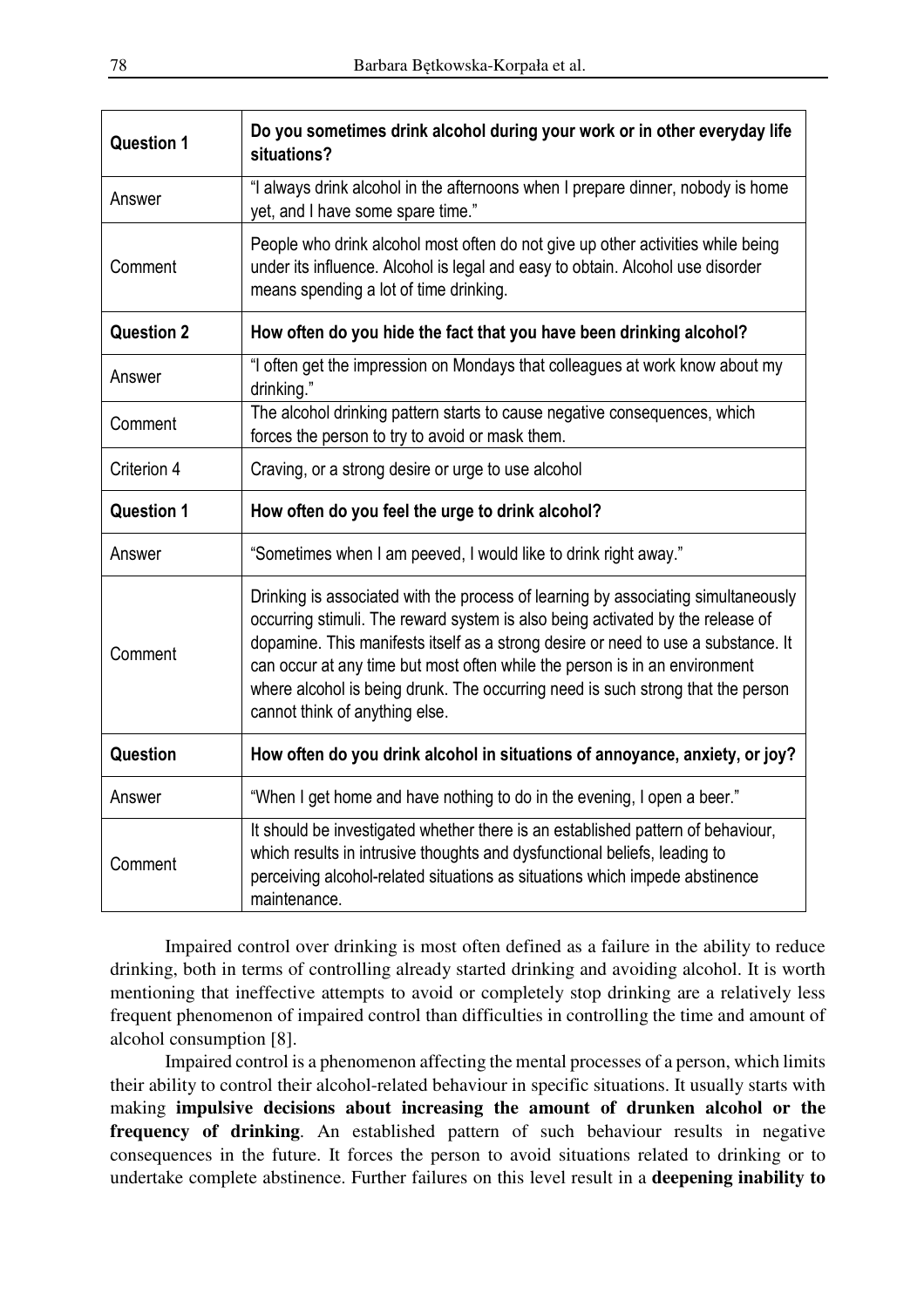| | |
|---|---|
| **Question 1** | **Do you sometimes drink alcohol during your work or in other everyday life situations?** |
| Answer | "I always drink alcohol in the afternoons when I prepare dinner, nobody is home yet, and I have some spare time." |
| Comment | People who drink alcohol most often do not give up other activities while being under its influence. Alcohol is legal and easy to obtain. Alcohol use disorder means spending a lot of time drinking. |
| **Question 2** | **How often do you hide the fact that you have been drinking alcohol?** |
| Answer | "I often get the impression on Mondays that colleagues at work know about my drinking." |
| Comment | The alcohol drinking pattern starts to cause negative consequences, which forces the person to try to avoid or mask them. |
| Criterion 4 | Craving, or a strong desire or urge to use alcohol |
| **Question 1** | **How often do you feel the urge to drink alcohol?** |
| Answer | "Sometimes when I am peeved, I would like to drink right away." |
| Comment | Drinking is associated with the process of learning by associating simultaneously occurring stimuli. The reward system is also being activated by the release of dopamine. This manifests itself as a strong desire or need to use a substance. It can occur at any time but most often while the person is in an environment where alcohol is being drunk. The occurring need is such strong that the person cannot think of anything else. |
| **Question** | **How often do you drink alcohol in situations of annoyance, anxiety, or joy?** |
| Answer | "When I get home and have nothing to do in the evening, I open a beer." |
| Comment | It should be investigated whether there is an established pattern of behaviour, which results in intrusive thoughts and dysfunctional beliefs, leading to perceiving alcohol-related situations as situations which impede abstinence maintenance. |

Impaired control over drinking is most often defined as a failure in the ability to reduce drinking, both in terms of controlling already started drinking and avoiding alcohol. It is worth mentioning that ineffective attempts to avoid or completely stop drinking are a relatively less frequent phenomenon of impaired control than difficulties in controlling the time and amount of alcohol consumption [8].

Impaired control is a phenomenon affecting the mental processes of a person, which limits their ability to control their alcohol-related behaviour in specific situations. It usually starts with making **impulsive decisions about increasing the amount of drunken alcohol or the frequency of drinking**. An established pattern of such behaviour results in negative consequences in the future. It forces the person to avoid situations related to drinking or to undertake complete abstinence. Further failures on this level result in a **deepening inability to**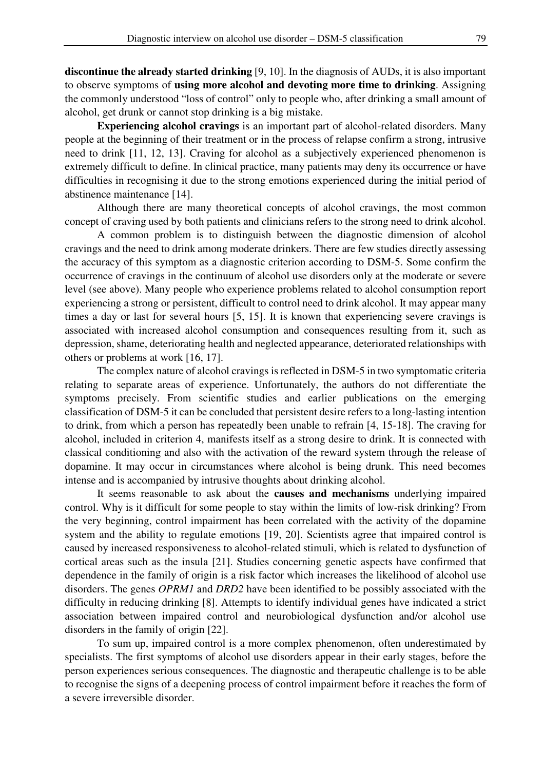**discontinue the already started drinking** [9, 10]. In the diagnosis of AUDs, it is also important to observe symptoms of **using more alcohol and devoting more time to drinking**. Assigning the commonly understood "loss of control" only to people who, after drinking a small amount of alcohol, get drunk or cannot stop drinking is a big mistake.

**Experiencing alcohol cravings** is an important part of alcohol-related disorders. Many people at the beginning of their treatment or in the process of relapse confirm a strong, intrusive need to drink [11, 12, 13]. Craving for alcohol as a subjectively experienced phenomenon is extremely difficult to define. In clinical practice, many patients may deny its occurrence or have difficulties in recognising it due to the strong emotions experienced during the initial period of abstinence maintenance [14].

Although there are many theoretical concepts of alcohol cravings, the most common concept of craving used by both patients and clinicians refers to the strong need to drink alcohol.

A common problem is to distinguish between the diagnostic dimension of alcohol cravings and the need to drink among moderate drinkers. There are few studies directly assessing the accuracy of this symptom as a diagnostic criterion according to DSM-5. Some confirm the occurrence of cravings in the continuum of alcohol use disorders only at the moderate or severe level (see above). Many people who experience problems related to alcohol consumption report experiencing a strong or persistent, difficult to control need to drink alcohol. It may appear many times a day or last for several hours [5, 15]. It is known that experiencing severe cravings is associated with increased alcohol consumption and consequences resulting from it, such as depression, shame, deteriorating health and neglected appearance, deteriorated relationships with others or problems at work [16, 17].

The complex nature of alcohol cravings is reflected in DSM-5 in two symptomatic criteria relating to separate areas of experience. Unfortunately, the authors do not differentiate the symptoms precisely. From scientific studies and earlier publications on the emerging classification of DSM-5 it can be concluded that persistent desire refers to a long-lasting intention to drink, from which a person has repeatedly been unable to refrain [4, 15-18]. The craving for alcohol, included in criterion 4, manifests itself as a strong desire to drink. It is connected with classical conditioning and also with the activation of the reward system through the release of dopamine. It may occur in circumstances where alcohol is being drunk. This need becomes intense and is accompanied by intrusive thoughts about drinking alcohol.

It seems reasonable to ask about the **causes and mechanisms** underlying impaired control. Why is it difficult for some people to stay within the limits of low-risk drinking? From the very beginning, control impairment has been correlated with the activity of the dopamine system and the ability to regulate emotions [19, 20]. Scientists agree that impaired control is caused by increased responsiveness to alcohol-related stimuli, which is related to dysfunction of cortical areas such as the insula [21]. Studies concerning genetic aspects have confirmed that dependence in the family of origin is a risk factor which increases the likelihood of alcohol use disorders. The genes *OPRM1* and *DRD2* have been identified to be possibly associated with the difficulty in reducing drinking [8]. Attempts to identify individual genes have indicated a strict association between impaired control and neurobiological dysfunction and/or alcohol use disorders in the family of origin [22].

To sum up, impaired control is a more complex phenomenon, often underestimated by specialists. The first symptoms of alcohol use disorders appear in their early stages, before the person experiences serious consequences. The diagnostic and therapeutic challenge is to be able to recognise the signs of a deepening process of control impairment before it reaches the form of a severe irreversible disorder.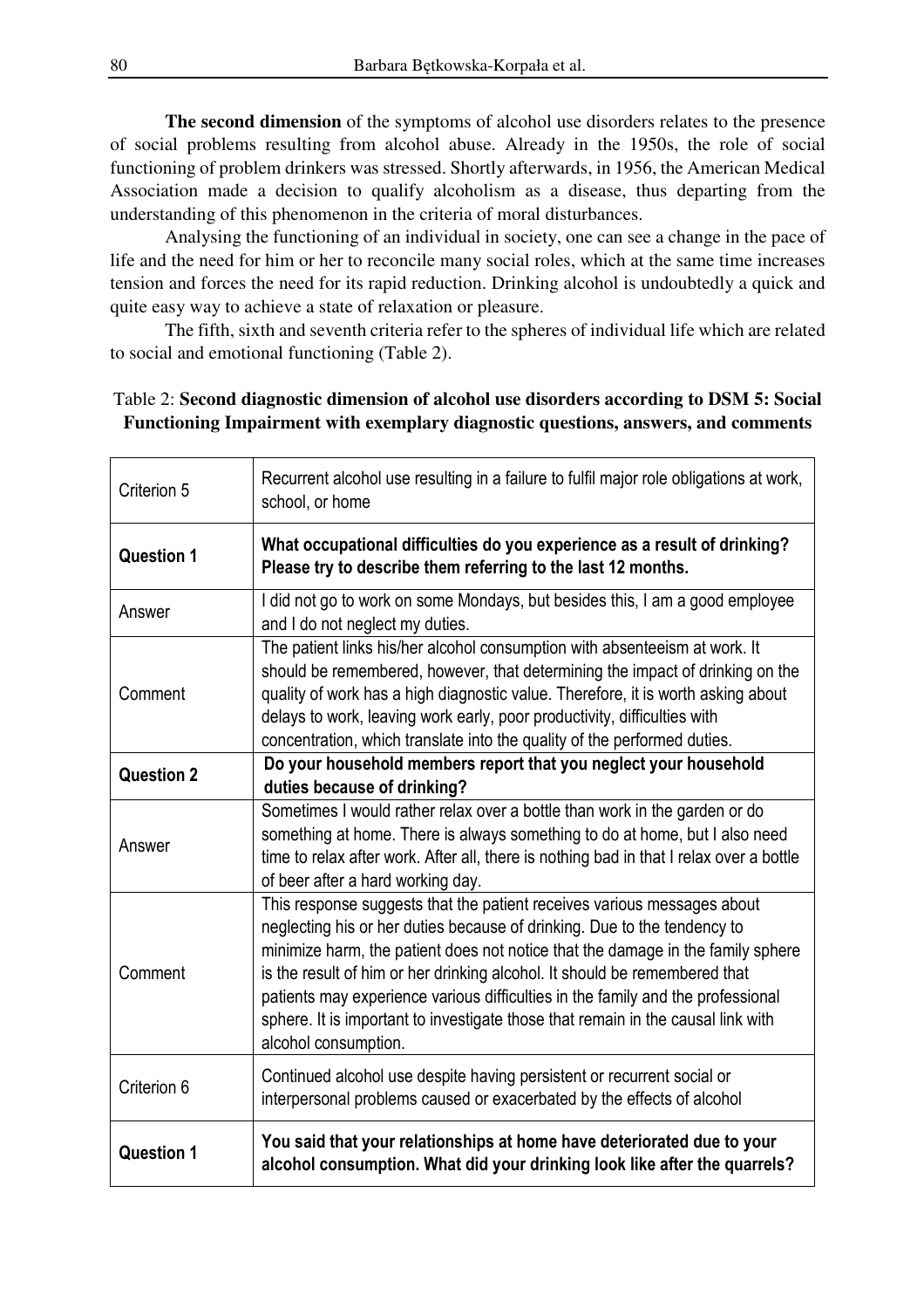**The second dimension** of the symptoms of alcohol use disorders relates to the presence of social problems resulting from alcohol abuse. Already in the 1950s, the role of social functioning of problem drinkers was stressed. Shortly afterwards, in 1956, the American Medical Association made a decision to qualify alcoholism as a disease, thus departing from the understanding of this phenomenon in the criteria of moral disturbances.

Analysing the functioning of an individual in society, one can see a change in the pace of life and the need for him or her to reconcile many social roles, which at the same time increases tension and forces the need for its rapid reduction. Drinking alcohol is undoubtedly a quick and quite easy way to achieve a state of relaxation or pleasure.

The fifth, sixth and seventh criteria refer to the spheres of individual life which are related to social and emotional functioning (Table 2).

Table 2: **Second diagnostic dimension of alcohol use disorders according to DSM 5: Social Functioning Impairment with exemplary diagnostic questions, answers, and comments**

| | |
|---|---|
| Criterion 5 | Recurrent alcohol use resulting in a failure to fulfil major role obligations at work, school, or home |
| **Question 1** | **What occupational difficulties do you experience as a result of drinking? Please try to describe them referring to the last 12 months.** |
| Answer | I did not go to work on some Mondays, but besides this, I am a good employee and I do not neglect my duties. |
| Comment | The patient links his/her alcohol consumption with absenteeism at work. It should be remembered, however, that determining the impact of drinking on the quality of work has a high diagnostic value. Therefore, it is worth asking about delays to work, leaving work early, poor productivity, difficulties with concentration, which translate into the quality of the performed duties. |
| **Question 2** | **Do your household members report that you neglect your household duties because of drinking?** |
| Answer | Sometimes I would rather relax over a bottle than work in the garden or do something at home. There is always something to do at home, but I also need time to relax after work. After all, there is nothing bad in that I relax over a bottle of beer after a hard working day. |
| Comment | This response suggests that the patient receives various messages about neglecting his or her duties because of drinking. Due to the tendency to minimize harm, the patient does not notice that the damage in the family sphere is the result of him or her drinking alcohol. It should be remembered that patients may experience various difficulties in the family and the professional sphere. It is important to investigate those that remain in the causal link with alcohol consumption. |
| Criterion 6 | Continued alcohol use despite having persistent or recurrent social or interpersonal problems caused or exacerbated by the effects of alcohol |
| **Question 1** | **You said that your relationships at home have deteriorated due to your alcohol consumption. What did your drinking look like after the quarrels?** |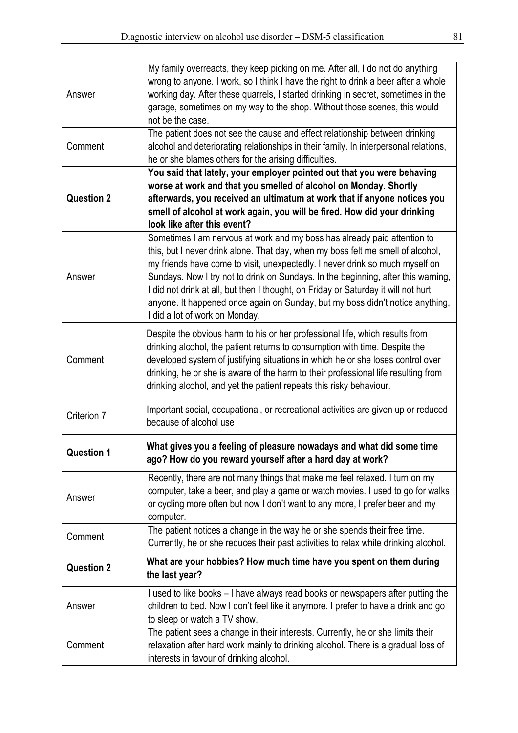| | |
|---|---|
| Answer | My family overreacts, they keep picking on me. After all, I do not do anything wrong to anyone. I work, so I think I have the right to drink a beer after a whole working day. After these quarrels, I started drinking in secret, sometimes in the garage, sometimes on my way to the shop. Without those scenes, this would not be the case. |
| Comment | The patient does not see the cause and effect relationship between drinking alcohol and deteriorating relationships in their family. In interpersonal relations, he or she blames others for the arising difficulties. |
| **Question 2** | **You said that lately, your employer pointed out that you were behaving worse at work and that you smelled of alcohol on Monday. Shortly afterwards, you received an ultimatum at work that if anyone notices you smell of alcohol at work again, you will be fired. How did your drinking look like after this event?** |
| Answer | Sometimes I am nervous at work and my boss has already paid attention to this, but I never drink alone. That day, when my boss felt me smell of alcohol, my friends have come to visit, unexpectedly. I never drink so much myself on Sundays. Now I try not to drink on Sundays. In the beginning, after this warning, I did not drink at all, but then I thought, on Friday or Saturday it will not hurt anyone. It happened once again on Sunday, but my boss didn't notice anything, I did a lot of work on Monday. |
| Comment | Despite the obvious harm to his or her professional life, which results from drinking alcohol, the patient returns to consumption with time. Despite the developed system of justifying situations in which he or she loses control over drinking, he or she is aware of the harm to their professional life resulting from drinking alcohol, and yet the patient repeats this risky behaviour. |
| Criterion 7 | Important social, occupational, or recreational activities are given up or reduced because of alcohol use |
| **Question 1** | **What gives you a feeling of pleasure nowadays and what did some time ago? How do you reward yourself after a hard day at work?** |
| Answer | Recently, there are not many things that make me feel relaxed. I turn on my computer, take a beer, and play a game or watch movies. I used to go for walks or cycling more often but now I don't want to any more, I prefer beer and my computer. |
| Comment | The patient notices a change in the way he or she spends their free time. Currently, he or she reduces their past activities to relax while drinking alcohol. |
| **Question 2** | **What are your hobbies? How much time have you spent on them during the last year?** |
| Answer | I used to like books – I have always read books or newspapers after putting the children to bed. Now I don't feel like it anymore. I prefer to have a drink and go to sleep or watch a TV show. |
| Comment | The patient sees a change in their interests. Currently, he or she limits their relaxation after hard work mainly to drinking alcohol. There is a gradual loss of interests in favour of drinking alcohol. |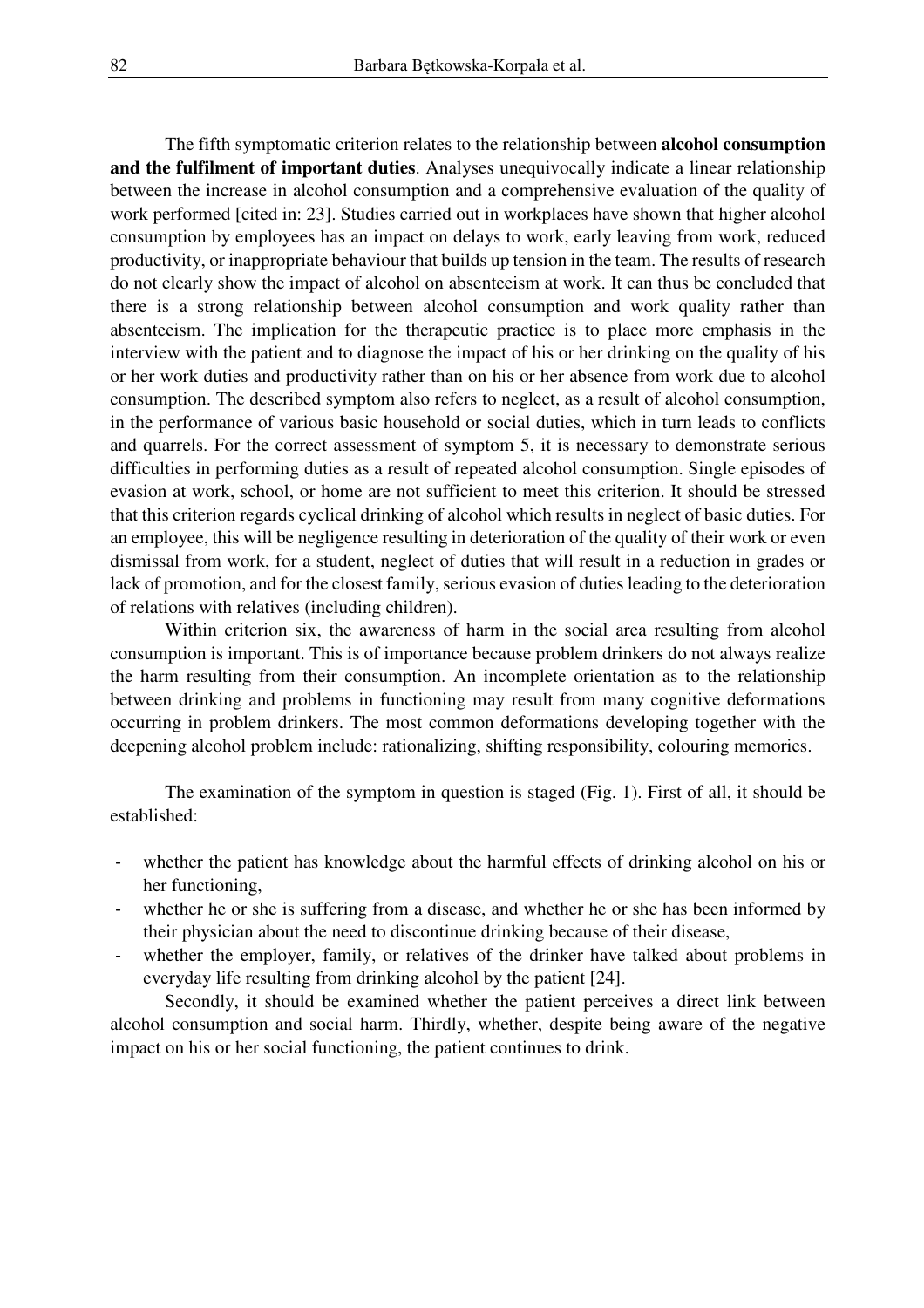The fifth symptomatic criterion relates to the relationship between **alcohol consumption and the fulfilment of important duties**. Analyses unequivocally indicate a linear relationship between the increase in alcohol consumption and a comprehensive evaluation of the quality of work performed [cited in: 23]. Studies carried out in workplaces have shown that higher alcohol consumption by employees has an impact on delays to work, early leaving from work, reduced productivity, or inappropriate behaviour that builds up tension in the team. The results of research do not clearly show the impact of alcohol on absenteeism at work. It can thus be concluded that there is a strong relationship between alcohol consumption and work quality rather than absenteeism. The implication for the therapeutic practice is to place more emphasis in the interview with the patient and to diagnose the impact of his or her drinking on the quality of his or her work duties and productivity rather than on his or her absence from work due to alcohol consumption. The described symptom also refers to neglect, as a result of alcohol consumption, in the performance of various basic household or social duties, which in turn leads to conflicts and quarrels. For the correct assessment of symptom 5, it is necessary to demonstrate serious difficulties in performing duties as a result of repeated alcohol consumption. Single episodes of evasion at work, school, or home are not sufficient to meet this criterion. It should be stressed that this criterion regards cyclical drinking of alcohol which results in neglect of basic duties. For an employee, this will be negligence resulting in deterioration of the quality of their work or even dismissal from work, for a student, neglect of duties that will result in a reduction in grades or lack of promotion, and for the closest family, serious evasion of duties leading to the deterioration of relations with relatives (including children).

Within criterion six, the awareness of harm in the social area resulting from alcohol consumption is important. This is of importance because problem drinkers do not always realize the harm resulting from their consumption. An incomplete orientation as to the relationship between drinking and problems in functioning may result from many cognitive deformations occurring in problem drinkers. The most common deformations developing together with the deepening alcohol problem include: rationalizing, shifting responsibility, colouring memories.

The examination of the symptom in question is staged (Fig. 1). First of all, it should be established:

- whether the patient has knowledge about the harmful effects of drinking alcohol on his or her functioning,
- whether he or she is suffering from a disease, and whether he or she has been informed by their physician about the need to discontinue drinking because of their disease,
- whether the employer, family, or relatives of the drinker have talked about problems in everyday life resulting from drinking alcohol by the patient [24].

Secondly, it should be examined whether the patient perceives a direct link between alcohol consumption and social harm. Thirdly, whether, despite being aware of the negative impact on his or her social functioning, the patient continues to drink.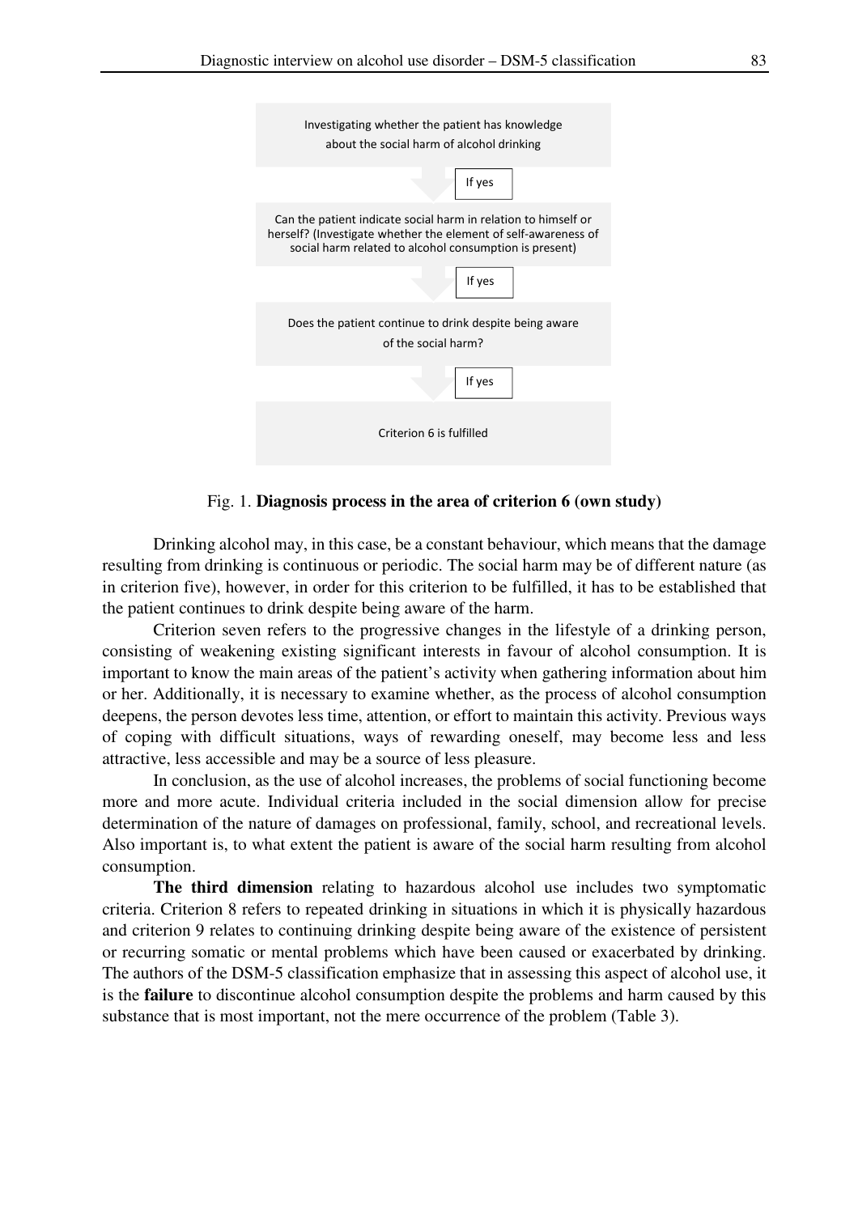Investigating whether the patient has knowledge about the social harm of alcohol drinking

If yes

Can the patient indicate social harm in relation to himself or herself? (Investigate whether the element of self-awareness of social harm related to alcohol consumption is present)

If yes

Does the patient continue to drink despite being aware of the social harm?

If yes

Criterion 6 is fulfilled

Fig. 1. **Diagnosis process in the area of criterion 6 (own study)**

Drinking alcohol may, in this case, be a constant behaviour, which means that the damage resulting from drinking is continuous or periodic. The social harm may be of different nature (as in criterion five), however, in order for this criterion to be fulfilled, it has to be established that the patient continues to drink despite being aware of the harm.

Criterion seven refers to the progressive changes in the lifestyle of a drinking person, consisting of weakening existing significant interests in favour of alcohol consumption. It is important to know the main areas of the patient's activity when gathering information about him or her. Additionally, it is necessary to examine whether, as the process of alcohol consumption deepens, the person devotes less time, attention, or effort to maintain this activity. Previous ways of coping with difficult situations, ways of rewarding oneself, may become less and less attractive, less accessible and may be a source of less pleasure.

In conclusion, as the use of alcohol increases, the problems of social functioning become more and more acute. Individual criteria included in the social dimension allow for precise determination of the nature of damages on professional, family, school, and recreational levels. Also important is, to what extent the patient is aware of the social harm resulting from alcohol consumption.

**The third dimension** relating to hazardous alcohol use includes two symptomatic criteria. Criterion 8 refers to repeated drinking in situations in which it is physically hazardous and criterion 9 relates to continuing drinking despite being aware of the existence of persistent or recurring somatic or mental problems which have been caused or exacerbated by drinking. The authors of the DSM-5 classification emphasize that in assessing this aspect of alcohol use, it is the **failure** to discontinue alcohol consumption despite the problems and harm caused by this substance that is most important, not the mere occurrence of the problem (Table 3).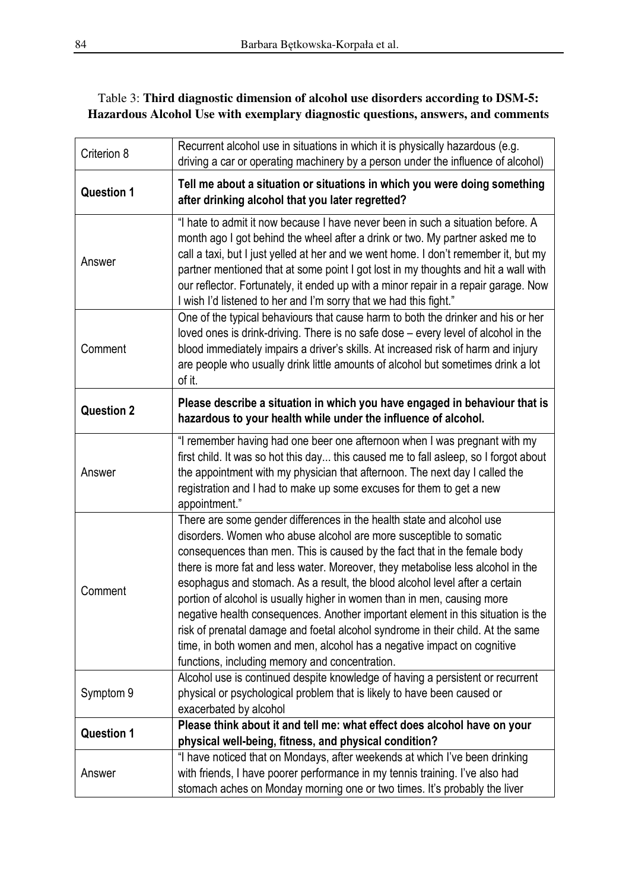Table 3: **Third diagnostic dimension of alcohol use disorders according to DSM-5: Hazardous Alcohol Use with exemplary diagnostic questions, answers, and comments**

| Criterion 8 | Recurrent alcohol use in situations in which it is physically hazardous (e.g. driving a car or operating machinery by a person under the influence of alcohol) |
|---|---|
| **Question 1** | **Tell me about a situation or situations in which you were doing something after drinking alcohol that you later regretted?** |
| Answer | "I hate to admit it now because I have never been in such a situation before. A month ago I got behind the wheel after a drink or two. My partner asked me to call a taxi, but I just yelled at her and we went home. I don't remember it, but my partner mentioned that at some point I got lost in my thoughts and hit a wall with our reflector. Fortunately, it ended up with a minor repair in a repair garage. Now I wish I'd listened to her and I'm sorry that we had this fight." |
| Comment | One of the typical behaviours that cause harm to both the drinker and his or her loved ones is drink-driving. There is no safe dose – every level of alcohol in the blood immediately impairs a driver's skills. At increased risk of harm and injury are people who usually drink little amounts of alcohol but sometimes drink a lot of it. |
| **Question 2** | **Please describe a situation in which you have engaged in behaviour that is hazardous to your health while under the influence of alcohol.** |
| Answer | "I remember having had one beer one afternoon when I was pregnant with my first child. It was so hot this day... this caused me to fall asleep, so I forgot about the appointment with my physician that afternoon. The next day I called the registration and I had to make up some excuses for them to get a new appointment." |
| Comment | There are some gender differences in the health state and alcohol use disorders. Women who abuse alcohol are more susceptible to somatic consequences than men. This is caused by the fact that in the female body there is more fat and less water. Moreover, they metabolise less alcohol in the esophagus and stomach. As a result, the blood alcohol level after a certain portion of alcohol is usually higher in women than in men, causing more negative health consequences. Another important element in this situation is the risk of prenatal damage and foetal alcohol syndrome in their child. At the same time, in both women and men, alcohol has a negative impact on cognitive functions, including memory and concentration. |
| Symptom 9 | Alcohol use is continued despite knowledge of having a persistent or recurrent physical or psychological problem that is likely to have been caused or exacerbated by alcohol |
| **Question 1** | **Please think about it and tell me: what effect does alcohol have on your physical well-being, fitness, and physical condition?** |
| Answer | "I have noticed that on Mondays, after weekends at which I've been drinking with friends, I have poorer performance in my tennis training. I've also had stomach aches on Monday morning one or two times. It's probably the liver |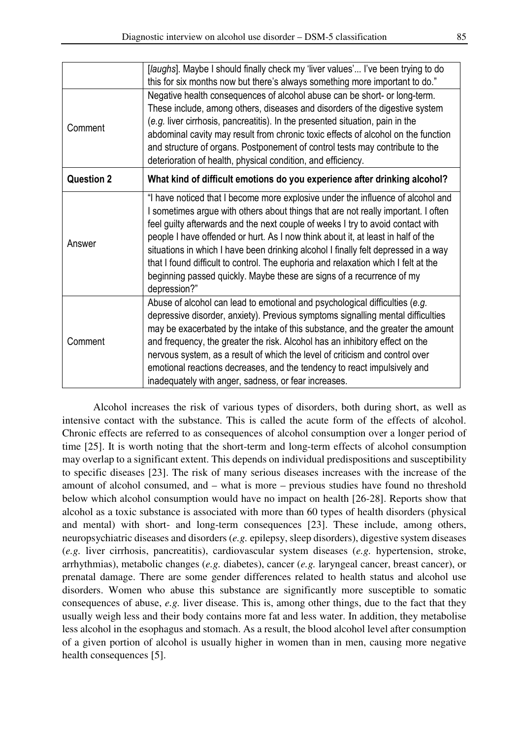| | |
|---|---|
| | [*laughs*]. Maybe I should finally check my 'liver values'... I've been trying to do this for six months now but there's always something more important to do." |
| Comment | Negative health consequences of alcohol abuse can be short- or long-term. These include, among others, diseases and disorders of the digestive system (*e.g.* liver cirrhosis, pancreatitis). In the presented situation, pain in the abdominal cavity may result from chronic toxic effects of alcohol on the function and structure of organs. Postponement of control tests may contribute to the deterioration of health, physical condition, and efficiency. |
| **Question 2** | **What kind of difficult emotions do you experience after drinking alcohol?** |
| Answer | "I have noticed that I become more explosive under the influence of alcohol and I sometimes argue with others about things that are not really important. I often feel guilty afterwards and the next couple of weeks I try to avoid contact with people I have offended or hurt. As I now think about it, at least in half of the situations in which I have been drinking alcohol I finally felt depressed in a way that I found difficult to control. The euphoria and relaxation which I felt at the beginning passed quickly. Maybe these are signs of a recurrence of my depression?" |
| Comment | Abuse of alcohol can lead to emotional and psychological difficulties (*e.g.* depressive disorder, anxiety). Previous symptoms signalling mental difficulties may be exacerbated by the intake of this substance, and the greater the amount and frequency, the greater the risk. Alcohol has an inhibitory effect on the nervous system, as a result of which the level of criticism and control over emotional reactions decreases, and the tendency to react impulsively and inadequately with anger, sadness, or fear increases. |

Alcohol increases the risk of various types of disorders, both during short, as well as intensive contact with the substance. This is called the acute form of the effects of alcohol. Chronic effects are referred to as consequences of alcohol consumption over a longer period of time [25]. It is worth noting that the short-term and long-term effects of alcohol consumption may overlap to a significant extent. This depends on individual predispositions and susceptibility to specific diseases [23]. The risk of many serious diseases increases with the increase of the amount of alcohol consumed, and – what is more – previous studies have found no threshold below which alcohol consumption would have no impact on health [26-28]. Reports show that alcohol as a toxic substance is associated with more than 60 types of health disorders (physical and mental) with short- and long-term consequences [23]. These include, among others, neuropsychiatric diseases and disorders (*e.g.* epilepsy, sleep disorders), digestive system diseases (*e.g.* liver cirrhosis, pancreatitis), cardiovascular system diseases (*e.g.* hypertension, stroke, arrhythmias), metabolic changes (*e.g.* diabetes), cancer (*e.g.* laryngeal cancer, breast cancer), or prenatal damage. There are some gender differences related to health status and alcohol use disorders. Women who abuse this substance are significantly more susceptible to somatic consequences of abuse, *e.g.* liver disease. This is, among other things, due to the fact that they usually weigh less and their body contains more fat and less water. In addition, they metabolise less alcohol in the esophagus and stomach. As a result, the blood alcohol level after consumption of a given portion of alcohol is usually higher in women than in men, causing more negative health consequences [5].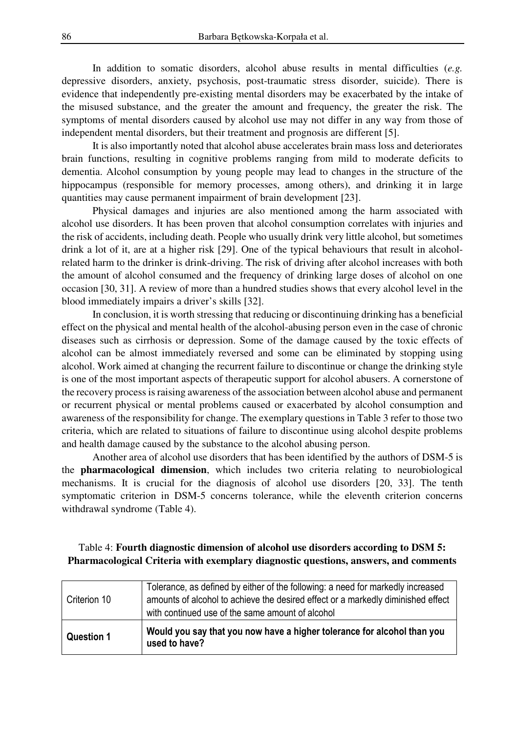In addition to somatic disorders, alcohol abuse results in mental difficulties (*e.g.* depressive disorders, anxiety, psychosis, post-traumatic stress disorder, suicide). There is evidence that independently pre-existing mental disorders may be exacerbated by the intake of the misused substance, and the greater the amount and frequency, the greater the risk. The symptoms of mental disorders caused by alcohol use may not differ in any way from those of independent mental disorders, but their treatment and prognosis are different [5].

It is also importantly noted that alcohol abuse accelerates brain mass loss and deteriorates brain functions, resulting in cognitive problems ranging from mild to moderate deficits to dementia. Alcohol consumption by young people may lead to changes in the structure of the hippocampus (responsible for memory processes, among others), and drinking it in large quantities may cause permanent impairment of brain development [23].

Physical damages and injuries are also mentioned among the harm associated with alcohol use disorders. It has been proven that alcohol consumption correlates with injuries and the risk of accidents, including death. People who usually drink very little alcohol, but sometimes drink a lot of it, are at a higher risk [29]. One of the typical behaviours that result in alcohol-related harm to the drinker is drink-driving. The risk of driving after alcohol increases with both the amount of alcohol consumed and the frequency of drinking large doses of alcohol on one occasion [30, 31]. A review of more than a hundred studies shows that every alcohol level in the blood immediately impairs a driver's skills [32].

In conclusion, it is worth stressing that reducing or discontinuing drinking has a beneficial effect on the physical and mental health of the alcohol-abusing person even in the case of chronic diseases such as cirrhosis or depression. Some of the damage caused by the toxic effects of alcohol can be almost immediately reversed and some can be eliminated by stopping using alcohol. Work aimed at changing the recurrent failure to discontinue or change the drinking style is one of the most important aspects of therapeutic support for alcohol abusers. A cornerstone of the recovery process is raising awareness of the association between alcohol abuse and permanent or recurrent physical or mental problems caused or exacerbated by alcohol consumption and awareness of the responsibility for change. The exemplary questions in Table 3 refer to those two criteria, which are related to situations of failure to discontinue using alcohol despite problems and health damage caused by the substance to the alcohol abusing person.

Another area of alcohol use disorders that has been identified by the authors of DSM-5 is the **pharmacological dimension**, which includes two criteria relating to neurobiological mechanisms. It is crucial for the diagnosis of alcohol use disorders [20, 33]. The tenth symptomatic criterion in DSM-5 concerns tolerance, while the eleventh criterion concerns withdrawal syndrome (Table 4).

Table 4: **Fourth diagnostic dimension of alcohol use disorders according to DSM 5: Pharmacological Criteria with exemplary diagnostic questions, answers, and comments**

| Criterion 10 | Tolerance, as defined by either of the following: a need for markedly increased amounts of alcohol to achieve the desired effect or a markedly diminished effect with continued use of the same amount of alcohol |
|---|---|
| **Question 1** | **Would you say that you now have a higher tolerance for alcohol than you used to have?** |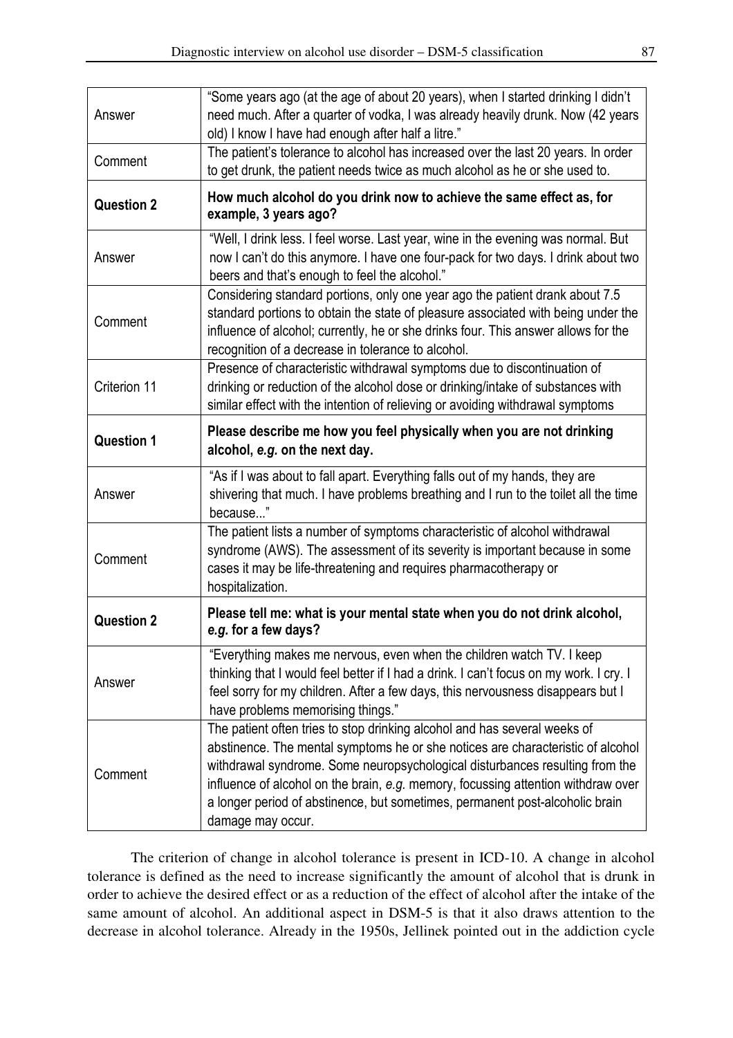| | |
|---|---|
| Answer | "Some years ago (at the age of about 20 years), when I started drinking I didn't need much. After a quarter of vodka, I was already heavily drunk. Now (42 years old) I know I have had enough after half a litre." |
| Comment | The patient's tolerance to alcohol has increased over the last 20 years. In order to get drunk, the patient needs twice as much alcohol as he or she used to. |
| **Question 2** | **How much alcohol do you drink now to achieve the same effect as, for example, 3 years ago?** |
| Answer | "Well, I drink less. I feel worse. Last year, wine in the evening was normal. But now I can't do this anymore. I have one four-pack for two days. I drink about two beers and that's enough to feel the alcohol." |
| Comment | Considering standard portions, only one year ago the patient drank about 7.5 standard portions to obtain the state of pleasure associated with being under the influence of alcohol; currently, he or she drinks four. This answer allows for the recognition of a decrease in tolerance to alcohol. |
| Criterion 11 | Presence of characteristic withdrawal symptoms due to discontinuation of drinking or reduction of the alcohol dose or drinking/intake of substances with similar effect with the intention of relieving or avoiding withdrawal symptoms |
| **Question 1** | **Please describe me how you feel physically when you are not drinking alcohol, *e.g.* on the next day.** |
| Answer | "As if I was about to fall apart. Everything falls out of my hands, they are shivering that much. I have problems breathing and I run to the toilet all the time because..." |
| Comment | The patient lists a number of symptoms characteristic of alcohol withdrawal syndrome (AWS). The assessment of its severity is important because in some cases it may be life-threatening and requires pharmacotherapy or hospitalization. |
| **Question 2** | **Please tell me: what is your mental state when you do not drink alcohol, *e.g.* for a few days?** |
| Answer | "Everything makes me nervous, even when the children watch TV. I keep thinking that I would feel better if I had a drink. I can't focus on my work. I cry. I feel sorry for my children. After a few days, this nervousness disappears but I have problems memorising things." |
| Comment | The patient often tries to stop drinking alcohol and has several weeks of abstinence. The mental symptoms he or she notices are characteristic of alcohol withdrawal syndrome. Some neuropsychological disturbances resulting from the influence of alcohol on the brain, *e.g.* memory, focussing attention withdraw over a longer period of abstinence, but sometimes, permanent post-alcoholic brain damage may occur. |

The criterion of change in alcohol tolerance is present in ICD-10. A change in alcohol tolerance is defined as the need to increase significantly the amount of alcohol that is drunk in order to achieve the desired effect or as a reduction of the effect of alcohol after the intake of the same amount of alcohol. An additional aspect in DSM-5 is that it also draws attention to the decrease in alcohol tolerance. Already in the 1950s, Jellinek pointed out in the addiction cycle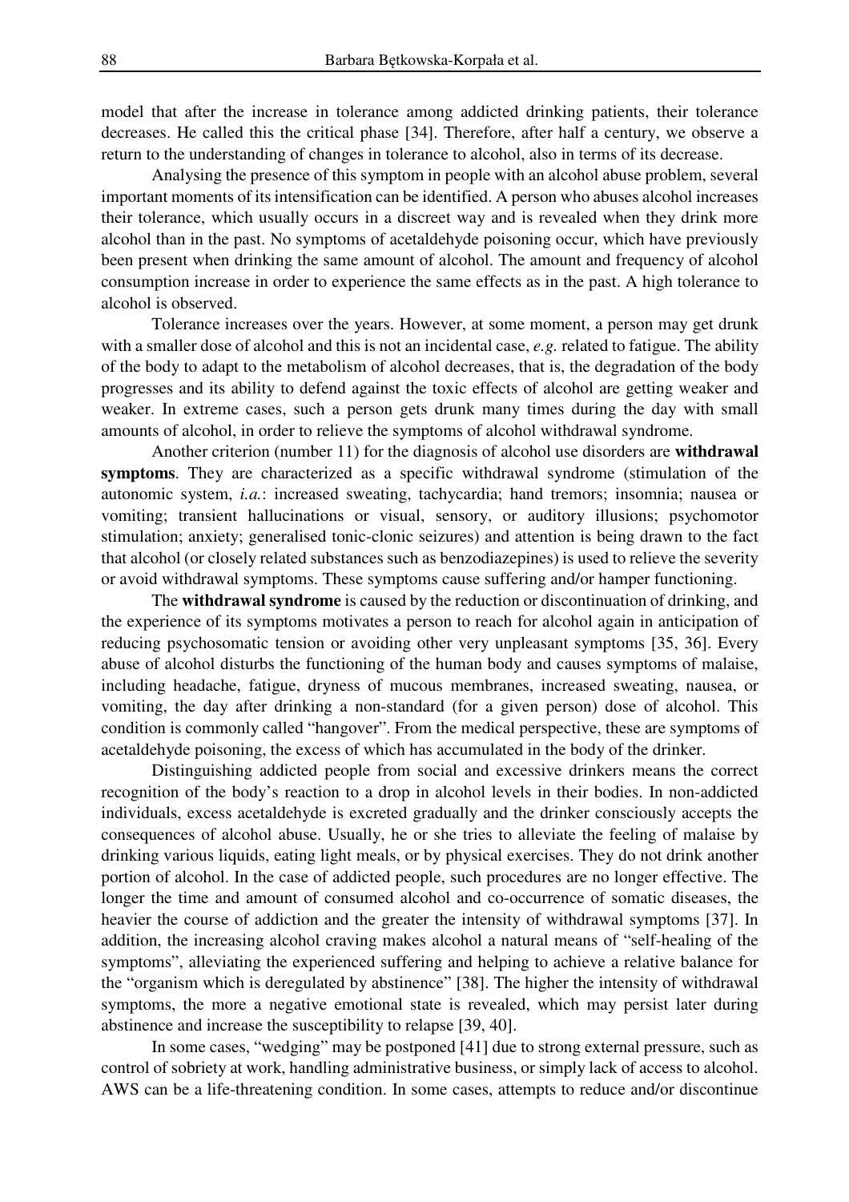model that after the increase in tolerance among addicted drinking patients, their tolerance decreases. He called this the critical phase [34]. Therefore, after half a century, we observe a return to the understanding of changes in tolerance to alcohol, also in terms of its decrease.

Analysing the presence of this symptom in people with an alcohol abuse problem, several important moments of its intensification can be identified. A person who abuses alcohol increases their tolerance, which usually occurs in a discreet way and is revealed when they drink more alcohol than in the past. No symptoms of acetaldehyde poisoning occur, which have previously been present when drinking the same amount of alcohol. The amount and frequency of alcohol consumption increase in order to experience the same effects as in the past. A high tolerance to alcohol is observed.

Tolerance increases over the years. However, at some moment, a person may get drunk with a smaller dose of alcohol and this is not an incidental case, *e.g.* related to fatigue. The ability of the body to adapt to the metabolism of alcohol decreases, that is, the degradation of the body progresses and its ability to defend against the toxic effects of alcohol are getting weaker and weaker. In extreme cases, such a person gets drunk many times during the day with small amounts of alcohol, in order to relieve the symptoms of alcohol withdrawal syndrome.

Another criterion (number 11) for the diagnosis of alcohol use disorders are **withdrawal symptoms**. They are characterized as a specific withdrawal syndrome (stimulation of the autonomic system, *i.a.*: increased sweating, tachycardia; hand tremors; insomnia; nausea or vomiting; transient hallucinations or visual, sensory, or auditory illusions; psychomotor stimulation; anxiety; generalised tonic-clonic seizures) and attention is being drawn to the fact that alcohol (or closely related substances such as benzodiazepines) is used to relieve the severity or avoid withdrawal symptoms. These symptoms cause suffering and/or hamper functioning.

The **withdrawal syndrome** is caused by the reduction or discontinuation of drinking, and the experience of its symptoms motivates a person to reach for alcohol again in anticipation of reducing psychosomatic tension or avoiding other very unpleasant symptoms [35, 36]. Every abuse of alcohol disturbs the functioning of the human body and causes symptoms of malaise, including headache, fatigue, dryness of mucous membranes, increased sweating, nausea, or vomiting, the day after drinking a non-standard (for a given person) dose of alcohol. This condition is commonly called "hangover". From the medical perspective, these are symptoms of acetaldehyde poisoning, the excess of which has accumulated in the body of the drinker.

Distinguishing addicted people from social and excessive drinkers means the correct recognition of the body's reaction to a drop in alcohol levels in their bodies. In non-addicted individuals, excess acetaldehyde is excreted gradually and the drinker consciously accepts the consequences of alcohol abuse. Usually, he or she tries to alleviate the feeling of malaise by drinking various liquids, eating light meals, or by physical exercises. They do not drink another portion of alcohol. In the case of addicted people, such procedures are no longer effective. The longer the time and amount of consumed alcohol and co-occurrence of somatic diseases, the heavier the course of addiction and the greater the intensity of withdrawal symptoms [37]. In addition, the increasing alcohol craving makes alcohol a natural means of "self-healing of the symptoms", alleviating the experienced suffering and helping to achieve a relative balance for the "organism which is deregulated by abstinence" [38]. The higher the intensity of withdrawal symptoms, the more a negative emotional state is revealed, which may persist later during abstinence and increase the susceptibility to relapse [39, 40].

In some cases, "wedging" may be postponed [41] due to strong external pressure, such as control of sobriety at work, handling administrative business, or simply lack of access to alcohol. AWS can be a life-threatening condition. In some cases, attempts to reduce and/or discontinue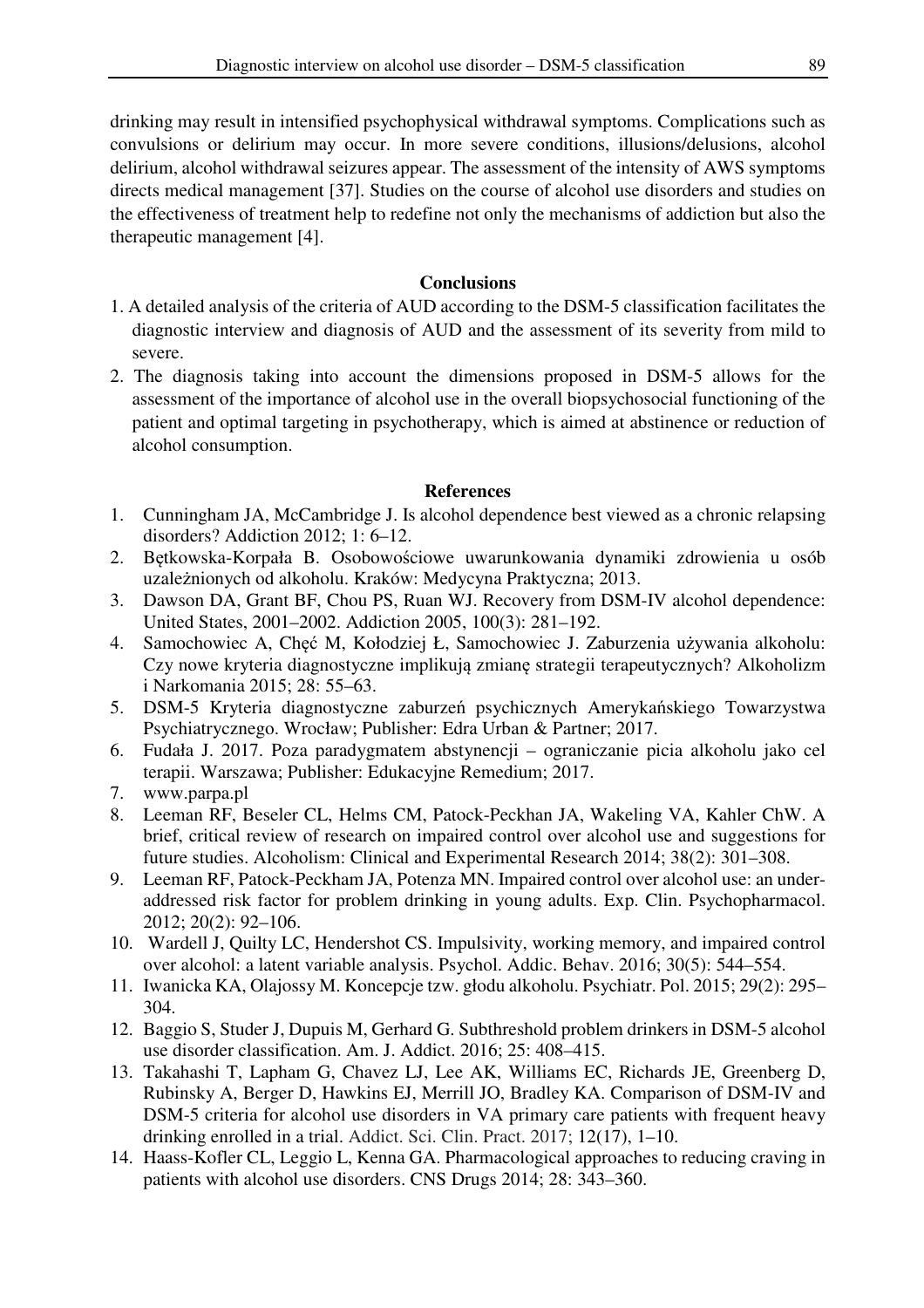drinking may result in intensified psychophysical withdrawal symptoms. Complications such as convulsions or delirium may occur. In more severe conditions, illusions/delusions, alcohol delirium, alcohol withdrawal seizures appear. The assessment of the intensity of AWS symptoms directs medical management [37]. Studies on the course of alcohol use disorders and studies on the effectiveness of treatment help to redefine not only the mechanisms of addiction but also the therapeutic management [4].

## Conclusions

1. A detailed analysis of the criteria of AUD according to the DSM-5 classification facilitates the diagnostic interview and diagnosis of AUD and the assessment of its severity from mild to severe.
2. The diagnosis taking into account the dimensions proposed in DSM-5 allows for the assessment of the importance of alcohol use in the overall biopsychosocial functioning of the patient and optimal targeting in psychotherapy, which is aimed at abstinence or reduction of alcohol consumption.

## References

1. Cunningham JA, McCambridge J. Is alcohol dependence best viewed as a chronic relapsing disorders? Addiction 2012; 1: 6–12.
2. Bętkowska-Korpała B. Osobowościowe uwarunkowania dynamiki zdrowienia u osób uzależnionych od alkoholu. Kraków: Medycyna Praktyczna; 2013.
3. Dawson DA, Grant BF, Chou PS, Ruan WJ. Recovery from DSM-IV alcohol dependence: United States, 2001–2002. Addiction 2005, 100(3): 281–192.
4. Samochowiec A, Chęć M, Kołodziej Ł, Samochowiec J. Zaburzenia używania alkoholu: Czy nowe kryteria diagnostyczne implikują zmianę strategii terapeutycznych? Alkoholizm i Narkomania 2015; 28: 55–63.
5. DSM-5 Kryteria diagnostyczne zaburzeń psychicznych Amerykańskiego Towarzystwa Psychiatrycznego. Wrocław; Publisher: Edra Urban & Partner; 2017.
6. Fudała J. 2017. Poza paradygmatem abstynencji – ograniczanie picia alkoholu jako cel terapii. Warszawa; Publisher: Edukacyjne Remedium; 2017.
7. www.parpa.pl
8. Leeman RF, Beseler CL, Helms CM, Patock-Peckhan JA, Wakeling VA, Kahler ChW. A brief, critical review of research on impaired control over alcohol use and suggestions for future studies. Alcoholism: Clinical and Experimental Research 2014; 38(2): 301–308.
9. Leeman RF, Patock-Peckham JA, Potenza MN. Impaired control over alcohol use: an under-addressed risk factor for problem drinking in young adults. Exp. Clin. Psychopharmacol. 2012; 20(2): 92–106.
10. Wardell J, Quilty LC, Hendershot CS. Impulsivity, working memory, and impaired control over alcohol: a latent variable analysis. Psychol. Addic. Behav. 2016; 30(5): 544–554.
11. Iwanicka KA, Olajossy M. Koncepcje tzw. głodu alkoholu. Psychiatr. Pol. 2015; 29(2): 295–304.
12. Baggio S, Studer J, Dupuis M, Gerhard G. Subthreshold problem drinkers in DSM-5 alcohol use disorder classification. Am. J. Addict. 2016; 25: 408–415.
13. Takahashi T, Lapham G, Chavez LJ, Lee AK, Williams EC, Richards JE, Greenberg D, Rubinsky A, Berger D, Hawkins EJ, Merrill JO, Bradley KA. Comparison of DSM-IV and DSM-5 criteria for alcohol use disorders in VA primary care patients with frequent heavy drinking enrolled in a trial. Addict. Sci. Clin. Pract. 2017; 12(17), 1–10.
14. Haass-Kofler CL, Leggio L, Kenna GA. Pharmacological approaches to reducing craving in patients with alcohol use disorders. CNS Drugs 2014; 28: 343–360.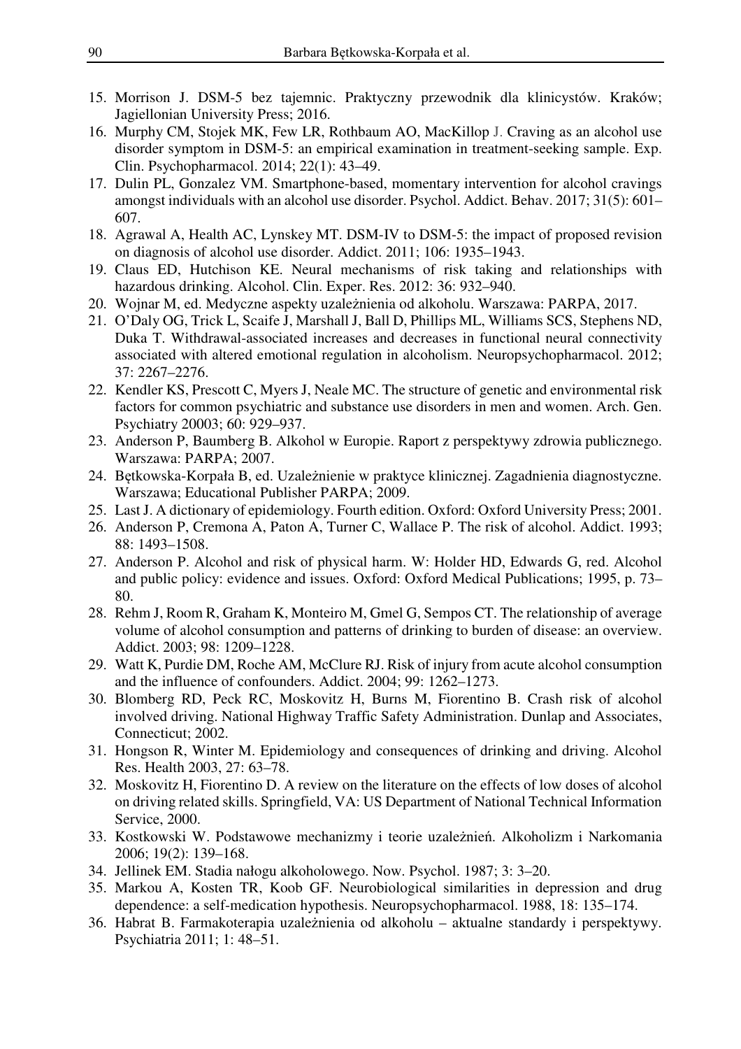15. Morrison J. DSM-5 bez tajemnic. Praktyczny przewodnik dla klinicystów. Kraków; Jagiellonian University Press; 2016.
16. Murphy CM, Stojek MK, Few LR, Rothbaum AO, MacKillop J. Craving as an alcohol use disorder symptom in DSM-5: an empirical examination in treatment-seeking sample. Exp. Clin. Psychopharmacol. 2014; 22(1): 43–49.
17. Dulin PL, Gonzalez VM. Smartphone-based, momentary intervention for alcohol cravings amongst individuals with an alcohol use disorder. Psychol. Addict. Behav. 2017; 31(5): 601–607.
18. Agrawal A, Health AC, Lynskey MT. DSM-IV to DSM-5: the impact of proposed revision on diagnosis of alcohol use disorder. Addict. 2011; 106: 1935–1943.
19. Claus ED, Hutchison KE. Neural mechanisms of risk taking and relationships with hazardous drinking. Alcohol. Clin. Exper. Res. 2012: 36: 932–940.
20. Wojnar M, ed. Medyczne aspekty uzależnienia od alkoholu. Warszawa: PARPA, 2017.
21. O'Daly OG, Trick L, Scaife J, Marshall J, Ball D, Phillips ML, Williams SCS, Stephens ND, Duka T. Withdrawal-associated increases and decreases in functional neural connectivity associated with altered emotional regulation in alcoholism. Neuropsychopharmacol. 2012; 37: 2267–2276.
22. Kendler KS, Prescott C, Myers J, Neale MC. The structure of genetic and environmental risk factors for common psychiatric and substance use disorders in men and women. Arch. Gen. Psychiatry 20003; 60: 929–937.
23. Anderson P, Baumberg B. Alkohol w Europie. Raport z perspektywy zdrowia publicznego. Warszawa: PARPA; 2007.
24. Bętkowska-Korpała B, ed. Uzależnienie w praktyce klinicznej. Zagadnienia diagnostyczne. Warszawa; Educational Publisher PARPA; 2009.
25. Last J. A dictionary of epidemiology. Fourth edition. Oxford: Oxford University Press; 2001.
26. Anderson P, Cremona A, Paton A, Turner C, Wallace P. The risk of alcohol. Addict. 1993; 88: 1493–1508.
27. Anderson P. Alcohol and risk of physical harm. W: Holder HD, Edwards G, red. Alcohol and public policy: evidence and issues. Oxford: Oxford Medical Publications; 1995, p. 73–80.
28. Rehm J, Room R, Graham K, Monteiro M, Gmel G, Sempos CT. The relationship of average volume of alcohol consumption and patterns of drinking to burden of disease: an overview. Addict. 2003; 98: 1209–1228.
29. Watt K, Purdie DM, Roche AM, McClure RJ. Risk of injury from acute alcohol consumption and the influence of confounders. Addict. 2004; 99: 1262–1273.
30. Blomberg RD, Peck RC, Moskovitz H, Burns M, Fiorentino B. Crash risk of alcohol involved driving. National Highway Traffic Safety Administration. Dunlap and Associates, Connecticut; 2002.
31. Hongson R, Winter M. Epidemiology and consequences of drinking and driving. Alcohol Res. Health 2003, 27: 63–78.
32. Moskovitz H, Fiorentino D. A review on the literature on the effects of low doses of alcohol on driving related skills. Springfield, VA: US Department of National Technical Information Service, 2000.
33. Kostkowski W. Podstawowe mechanizmy i teorie uzależnień. Alkoholizm i Narkomania 2006; 19(2): 139–168.
34. Jellinek EM. Stadia nałogu alkoholowego. Now. Psychol. 1987; 3: 3–20.
35. Markou A, Kosten TR, Koob GF. Neurobiological similarities in depression and drug dependence: a self-medication hypothesis. Neuropsychopharmacol. 1988, 18: 135–174.
36. Habrat B. Farmakoterapia uzależnienia od alkoholu – aktualne standardy i perspektywy. Psychiatria 2011; 1: 48–51.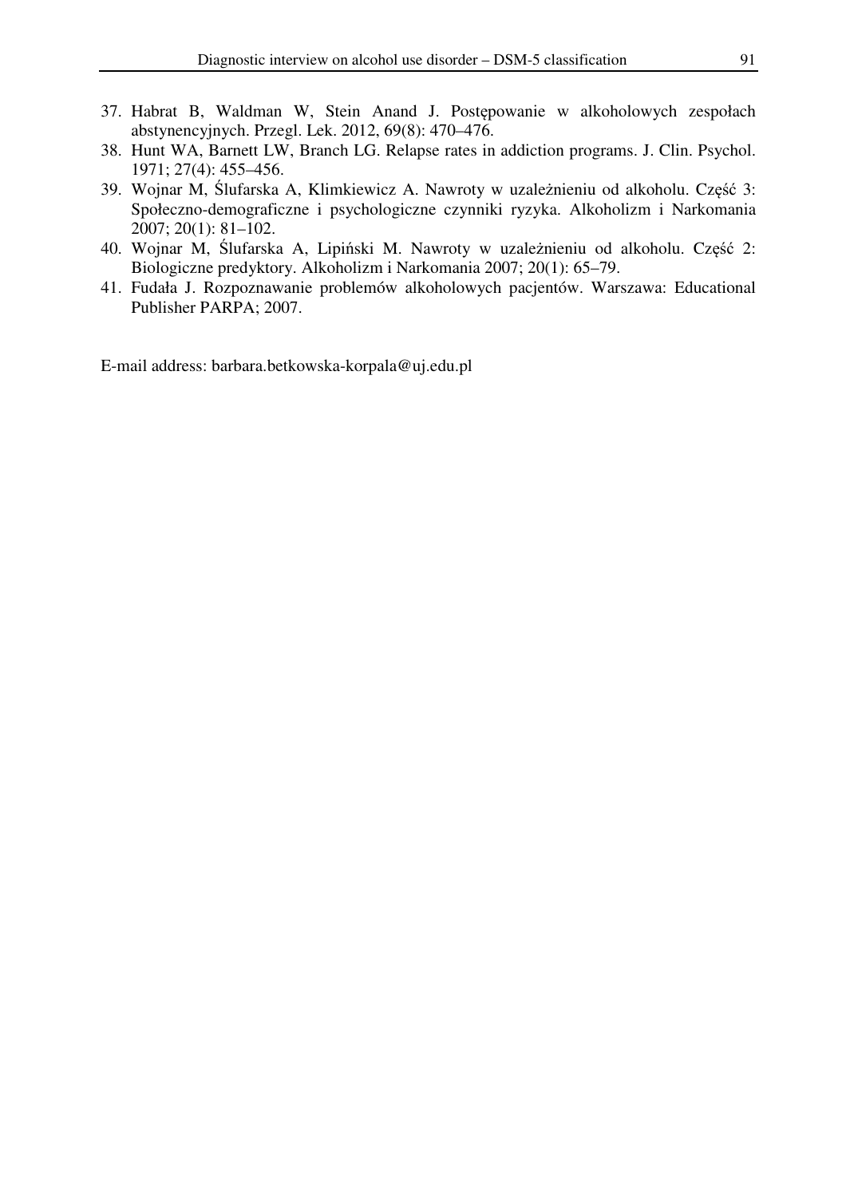37. Habrat B, Waldman W, Stein Anand J. Postępowanie w alkoholowych zespołach abstynencyjnych. Przegl. Lek. 2012, 69(8): 470–476.
38. Hunt WA, Barnett LW, Branch LG. Relapse rates in addiction programs. J. Clin. Psychol. 1971; 27(4): 455–456.
39. Wojnar M, Ślufarska A, Klimkiewicz A. Nawroty w uzależnieniu od alkoholu. Część 3: Społeczno-demograficzne i psychologiczne czynniki ryzyka. Alkoholizm i Narkomania 2007; 20(1): 81–102.
40. Wojnar M, Ślufarska A, Lipiński M. Nawroty w uzależnieniu od alkoholu. Część 2: Biologiczne predyktory. Alkoholizm i Narkomania 2007; 20(1): 65–79.
41. Fudała J. Rozpoznawanie problemów alkoholowych pacjentów. Warszawa: Educational Publisher PARPA; 2007.

E-mail address: barbara.betkowska-korpala@uj.edu.pl